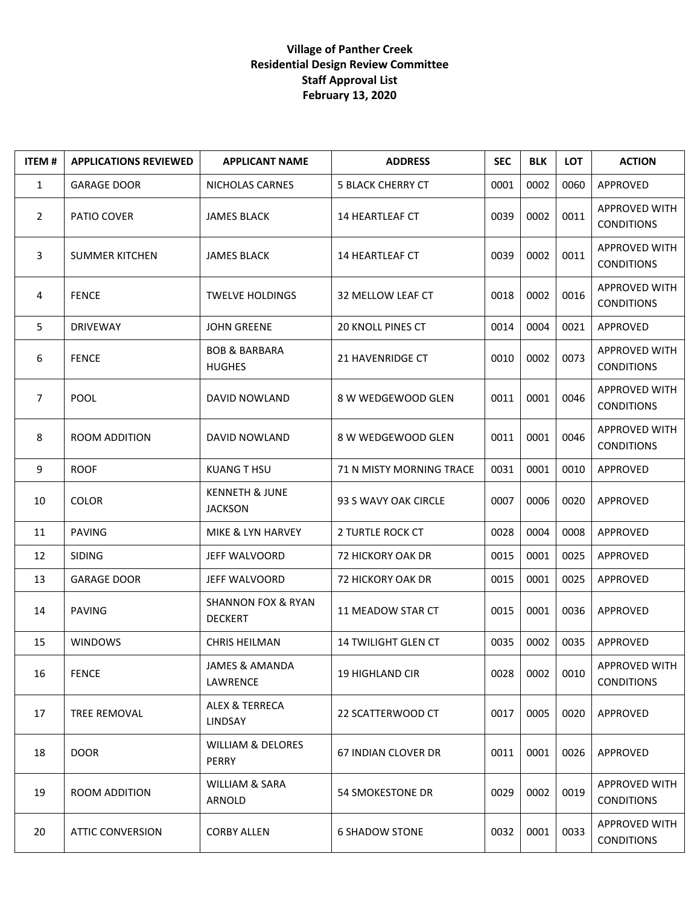**Village of Panther Creek**
**Residential Design Review Committee**
**Staff Approval List**
**February 13, 2020**

| ITEM # | APPLICATIONS REVIEWED | APPLICANT NAME | ADDRESS | SEC | BLK | LOT | ACTION |
|---|---|---|---|---|---|---|---|
| 1 | GARAGE DOOR | NICHOLAS CARNES | 5 BLACK CHERRY CT | 0001 | 0002 | 0060 | APPROVED |
| 2 | PATIO COVER | JAMES BLACK | 14 HEARTLEAF CT | 0039 | 0002 | 0011 | APPROVED WITH CONDITIONS |
| 3 | SUMMER KITCHEN | JAMES BLACK | 14 HEARTLEAF CT | 0039 | 0002 | 0011 | APPROVED WITH CONDITIONS |
| 4 | FENCE | TWELVE HOLDINGS | 32 MELLOW LEAF CT | 0018 | 0002 | 0016 | APPROVED WITH CONDITIONS |
| 5 | DRIVEWAY | JOHN GREENE | 20 KNOLL PINES CT | 0014 | 0004 | 0021 | APPROVED |
| 6 | FENCE | BOB & BARBARA HUGHES | 21 HAVENRIDGE CT | 0010 | 0002 | 0073 | APPROVED WITH CONDITIONS |
| 7 | POOL | DAVID NOWLAND | 8 W WEDGEWOOD GLEN | 0011 | 0001 | 0046 | APPROVED WITH CONDITIONS |
| 8 | ROOM ADDITION | DAVID NOWLAND | 8 W WEDGEWOOD GLEN | 0011 | 0001 | 0046 | APPROVED WITH CONDITIONS |
| 9 | ROOF | KUANG T HSU | 71 N MISTY MORNING TRACE | 0031 | 0001 | 0010 | APPROVED |
| 10 | COLOR | KENNETH & JUNE JACKSON | 93 S WAVY OAK CIRCLE | 0007 | 0006 | 0020 | APPROVED |
| 11 | PAVING | MIKE & LYN HARVEY | 2 TURTLE ROCK CT | 0028 | 0004 | 0008 | APPROVED |
| 12 | SIDING | JEFF WALVOORD | 72 HICKORY OAK DR | 0015 | 0001 | 0025 | APPROVED |
| 13 | GARAGE DOOR | JEFF WALVOORD | 72 HICKORY OAK DR | 0015 | 0001 | 0025 | APPROVED |
| 14 | PAVING | SHANNON FOX & RYAN DECKERT | 11 MEADOW STAR CT | 0015 | 0001 | 0036 | APPROVED |
| 15 | WINDOWS | CHRIS HEILMAN | 14 TWILIGHT GLEN CT | 0035 | 0002 | 0035 | APPROVED |
| 16 | FENCE | JAMES & AMANDA LAWRENCE | 19 HIGHLAND CIR | 0028 | 0002 | 0010 | APPROVED WITH CONDITIONS |
| 17 | TREE REMOVAL | ALEX & TERRECA LINDSAY | 22 SCATTERWOOD CT | 0017 | 0005 | 0020 | APPROVED |
| 18 | DOOR | WILLIAM & DELORES PERRY | 67 INDIAN CLOVER DR | 0011 | 0001 | 0026 | APPROVED |
| 19 | ROOM ADDITION | WILLIAM & SARA ARNOLD | 54 SMOKESTONE DR | 0029 | 0002 | 0019 | APPROVED WITH CONDITIONS |
| 20 | ATTIC CONVERSION | CORBY ALLEN | 6 SHADOW STONE | 0032 | 0001 | 0033 | APPROVED WITH CONDITIONS |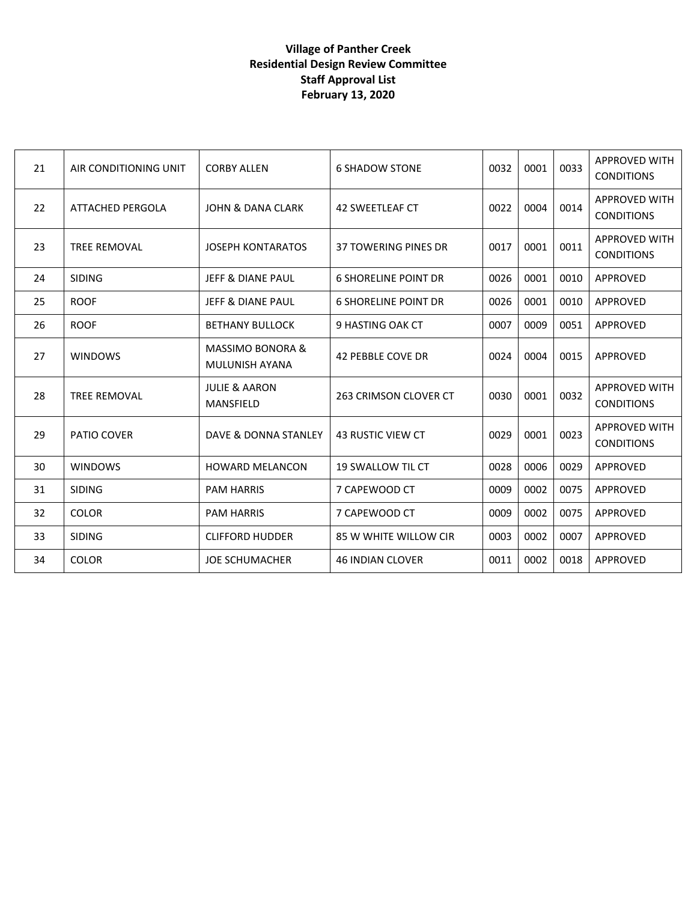**Village of Panther Creek**
**Residential Design Review Committee**
**Staff Approval List**
**February 13, 2020**

| | | | | | | | |
|---|---|---|---|---|---|---|---|
| 21 | AIR CONDITIONING UNIT | CORBY ALLEN | 6 SHADOW STONE | 0032 | 0001 | 0033 | APPROVED WITH CONDITIONS |
| 22 | ATTACHED PERGOLA | JOHN & DANA CLARK | 42 SWEETLEAF CT | 0022 | 0004 | 0014 | APPROVED WITH CONDITIONS |
| 23 | TREE REMOVAL | JOSEPH KONTARATOS | 37 TOWERING PINES DR | 0017 | 0001 | 0011 | APPROVED WITH CONDITIONS |
| 24 | SIDING | JEFF & DIANE PAUL | 6 SHORELINE POINT DR | 0026 | 0001 | 0010 | APPROVED |
| 25 | ROOF | JEFF & DIANE PAUL | 6 SHORELINE POINT DR | 0026 | 0001 | 0010 | APPROVED |
| 26 | ROOF | BETHANY BULLOCK | 9 HASTING OAK CT | 0007 | 0009 | 0051 | APPROVED |
| 27 | WINDOWS | MASSIMO BONORA & MULUNISH AYANA | 42 PEBBLE COVE DR | 0024 | 0004 | 0015 | APPROVED |
| 28 | TREE REMOVAL | JULIE & AARON MANSFIELD | 263 CRIMSON CLOVER CT | 0030 | 0001 | 0032 | APPROVED WITH CONDITIONS |
| 29 | PATIO COVER | DAVE & DONNA STANLEY | 43 RUSTIC VIEW CT | 0029 | 0001 | 0023 | APPROVED WITH CONDITIONS |
| 30 | WINDOWS | HOWARD MELANCON | 19 SWALLOW TIL CT | 0028 | 0006 | 0029 | APPROVED |
| 31 | SIDING | PAM HARRIS | 7 CAPEWOOD CT | 0009 | 0002 | 0075 | APPROVED |
| 32 | COLOR | PAM HARRIS | 7 CAPEWOOD CT | 0009 | 0002 | 0075 | APPROVED |
| 33 | SIDING | CLIFFORD HUDDER | 85 W WHITE WILLOW CIR | 0003 | 0002 | 0007 | APPROVED |
| 34 | COLOR | JOE SCHUMACHER | 46 INDIAN CLOVER | 0011 | 0002 | 0018 | APPROVED |